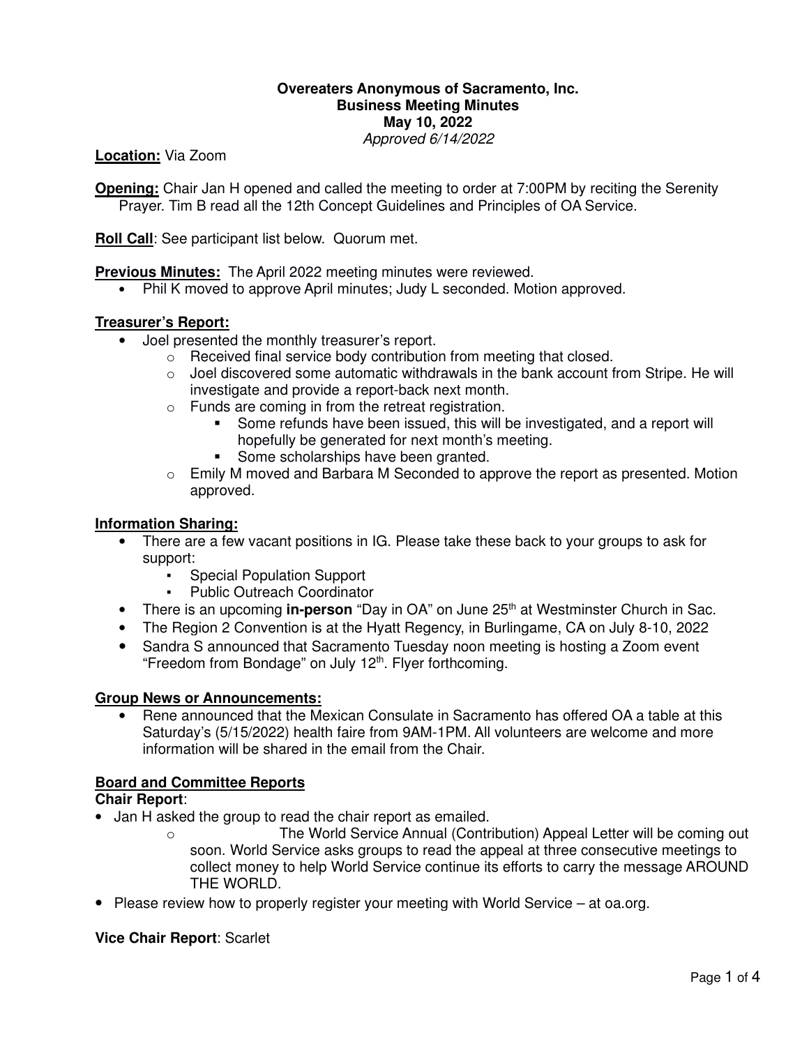**Overeaters Anonymous of Sacramento, Inc.**
**Business Meeting Minutes**
**May 10, 2022**
*Approved 6/14/2022*

**Location:** Via Zoom

**Opening:** Chair Jan H opened and called the meeting to order at 7:00PM by reciting the Serenity Prayer. Tim B read all the 12th Concept Guidelines and Principles of OA Service.

**Roll Call**: See participant list below. Quorum met.

**Previous Minutes:** The April 2022 meeting minutes were reviewed.

- Phil K moved to approve April minutes; Judy L seconded. Motion approved.

**Treasurer's Report:**

- Joel presented the monthly treasurer's report.
  - Received final service body contribution from meeting that closed.
  - Joel discovered some automatic withdrawals in the bank account from Stripe. He will investigate and provide a report-back next month.
  - Funds are coming in from the retreat registration.
    - Some refunds have been issued, this will be investigated, and a report will hopefully be generated for next month's meeting.
    - Some scholarships have been granted.
  - Emily M moved and Barbara M Seconded to approve the report as presented. Motion approved.

**Information Sharing:**

- There are a few vacant positions in IG. Please take these back to your groups to ask for support:
  - Special Population Support
  - Public Outreach Coordinator
- There is an upcoming **in-person** "Day in OA" on June 25th at Westminster Church in Sac.
- The Region 2 Convention is at the Hyatt Regency, in Burlingame, CA on July 8-10, 2022
- Sandra S announced that Sacramento Tuesday noon meeting is hosting a Zoom event "Freedom from Bondage" on July 12th. Flyer forthcoming.

**Group News or Announcements:**

- Rene announced that the Mexican Consulate in Sacramento has offered OA a table at this Saturday's (5/15/2022) health faire from 9AM-1PM. All volunteers are welcome and more information will be shared in the email from the Chair.

**Board and Committee Reports**

**Chair Report**:

- Jan H asked the group to read the chair report as emailed.
  - The World Service Annual (Contribution) Appeal Letter will be coming out soon. World Service asks groups to read the appeal at three consecutive meetings to collect money to help World Service continue its efforts to carry the message AROUND THE WORLD.
- Please review how to properly register your meeting with World Service – at oa.org.

**Vice Chair Report**: Scarlet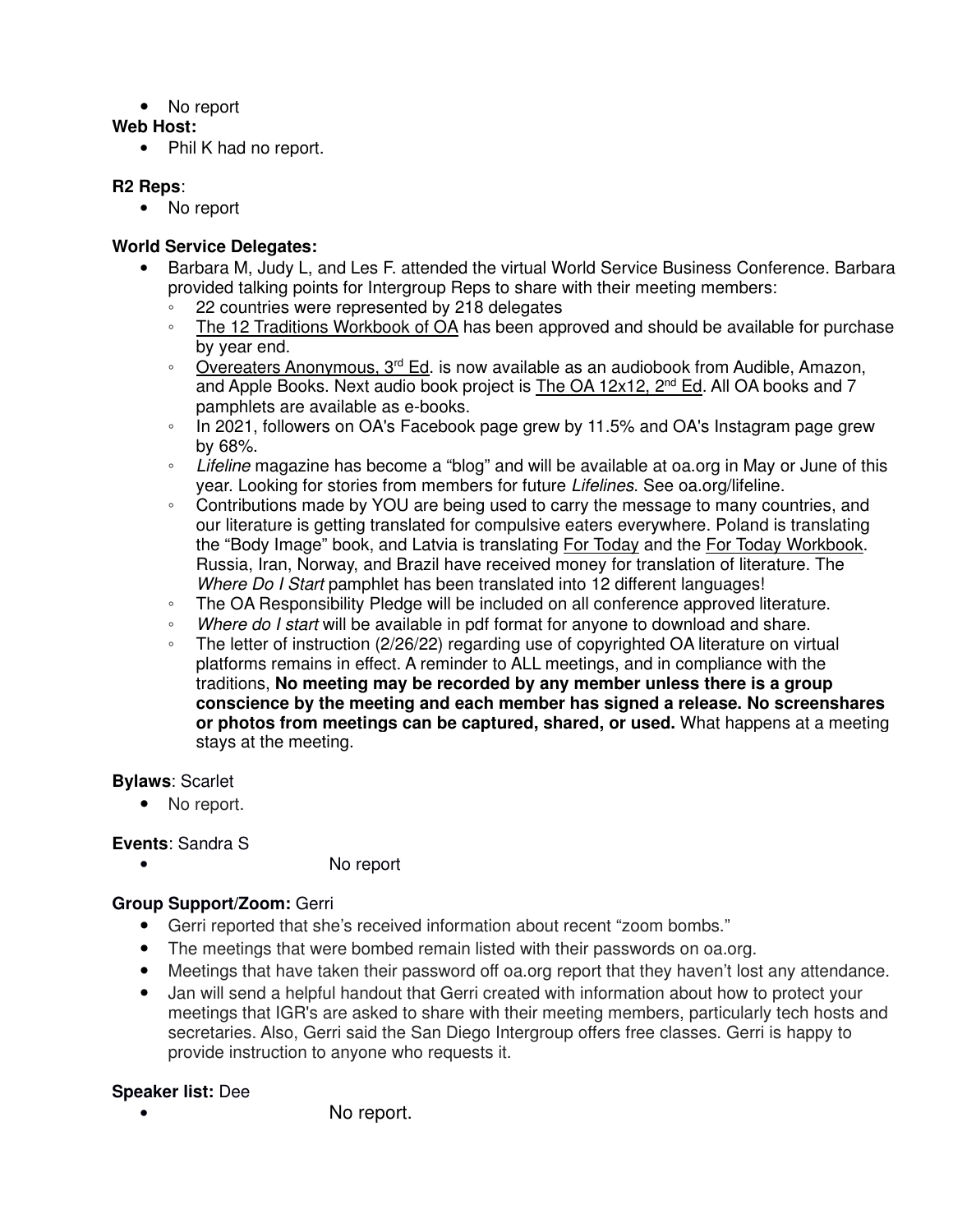- No report

**Web Host:**

- Phil K had no report.

**R2 Reps**:

- No report

**World Service Delegates:**

- Barbara M, Judy L, and Les F. attended the virtual World Service Business Conference. Barbara provided talking points for Intergroup Reps to share with their meeting members:
  - 22 countries were represented by 218 delegates
  - The 12 Traditions Workbook of OA has been approved and should be available for purchase by year end.
  - Overeaters Anonymous, 3rd Ed. is now available as an audiobook from Audible, Amazon, and Apple Books. Next audio book project is The OA 12x12, 2nd Ed. All OA books and 7 pamphlets are available as e-books.
  - In 2021, followers on OA's Facebook page grew by 11.5% and OA's Instagram page grew by 68%.
  - *Lifeline* magazine has become a "blog" and will be available at oa.org in May or June of this year. Looking for stories from members for future *Lifelines*. See oa.org/lifeline.
  - Contributions made by YOU are being used to carry the message to many countries, and our literature is getting translated for compulsive eaters everywhere. Poland is translating the "Body Image" book, and Latvia is translating For Today and the For Today Workbook. Russia, Iran, Norway, and Brazil have received money for translation of literature. The *Where Do I Start* pamphlet has been translated into 12 different languages!
  - The OA Responsibility Pledge will be included on all conference approved literature.
  - *Where do I start* will be available in pdf format for anyone to download and share.
  - The letter of instruction (2/26/22) regarding use of copyrighted OA literature on virtual platforms remains in effect. A reminder to ALL meetings, and in compliance with the traditions, **No meeting may be recorded by any member unless there is a group conscience by the meeting and each member has signed a release. No screenshares or photos from meetings can be captured, shared, or used.** What happens at a meeting stays at the meeting.

**Bylaws**: Scarlet

- No report.

**Events**: Sandra S

- No report

**Group Support/Zoom:** Gerri

- Gerri reported that she's received information about recent "zoom bombs."
- The meetings that were bombed remain listed with their passwords on oa.org.
- Meetings that have taken their password off oa.org report that they haven't lost any attendance.
- Jan will send a helpful handout that Gerri created with information about how to protect your meetings that IGR's are asked to share with their meeting members, particularly tech hosts and secretaries. Also, Gerri said the San Diego Intergroup offers free classes. Gerri is happy to provide instruction to anyone who requests it.

**Speaker list:** Dee

- No report.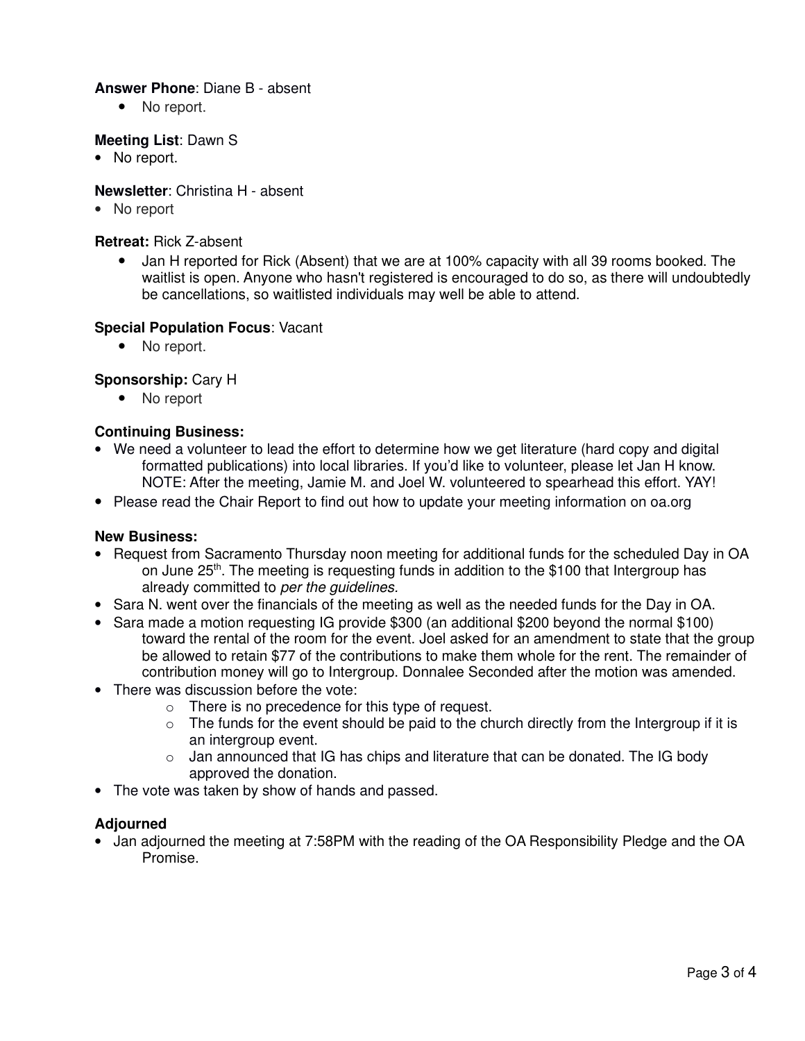**Answer Phone**: Diane B - absent

- No report.

**Meeting List**: Dawn S

- No report.

**Newsletter**: Christina H - absent

- No report

**Retreat:** Rick Z-absent

- Jan H reported for Rick (Absent) that we are at 100% capacity with all 39 rooms booked. The waitlist is open. Anyone who hasn't registered is encouraged to do so, as there will undoubtedly be cancellations, so waitlisted individuals may well be able to attend.

**Special Population Focus**: Vacant

- No report.

**Sponsorship:** Cary H

- No report

**Continuing Business:**

- We need a volunteer to lead the effort to determine how we get literature (hard copy and digital formatted publications) into local libraries. If you'd like to volunteer, please let Jan H know. NOTE: After the meeting, Jamie M. and Joel W. volunteered to spearhead this effort. YAY!
- Please read the Chair Report to find out how to update your meeting information on oa.org

**New Business:**

- Request from Sacramento Thursday noon meeting for additional funds for the scheduled Day in OA on June 25th. The meeting is requesting funds in addition to the $100 that Intergroup has already committed to *per the guidelines.*
- Sara N. went over the financials of the meeting as well as the needed funds for the Day in OA.
- Sara made a motion requesting IG provide $300 (an additional $200 beyond the normal $100) toward the rental of the room for the event. Joel asked for an amendment to state that the group be allowed to retain $77 of the contributions to make them whole for the rent. The remainder of contribution money will go to Intergroup. Donnalee Seconded after the motion was amended.
- There was discussion before the vote:
  - There is no precedence for this type of request.
  - The funds for the event should be paid to the church directly from the Intergroup if it is an intergroup event.
  - Jan announced that IG has chips and literature that can be donated. The IG body approved the donation.
- The vote was taken by show of hands and passed.

**Adjourned**

- Jan adjourned the meeting at 7:58PM with the reading of the OA Responsibility Pledge and the OA Promise.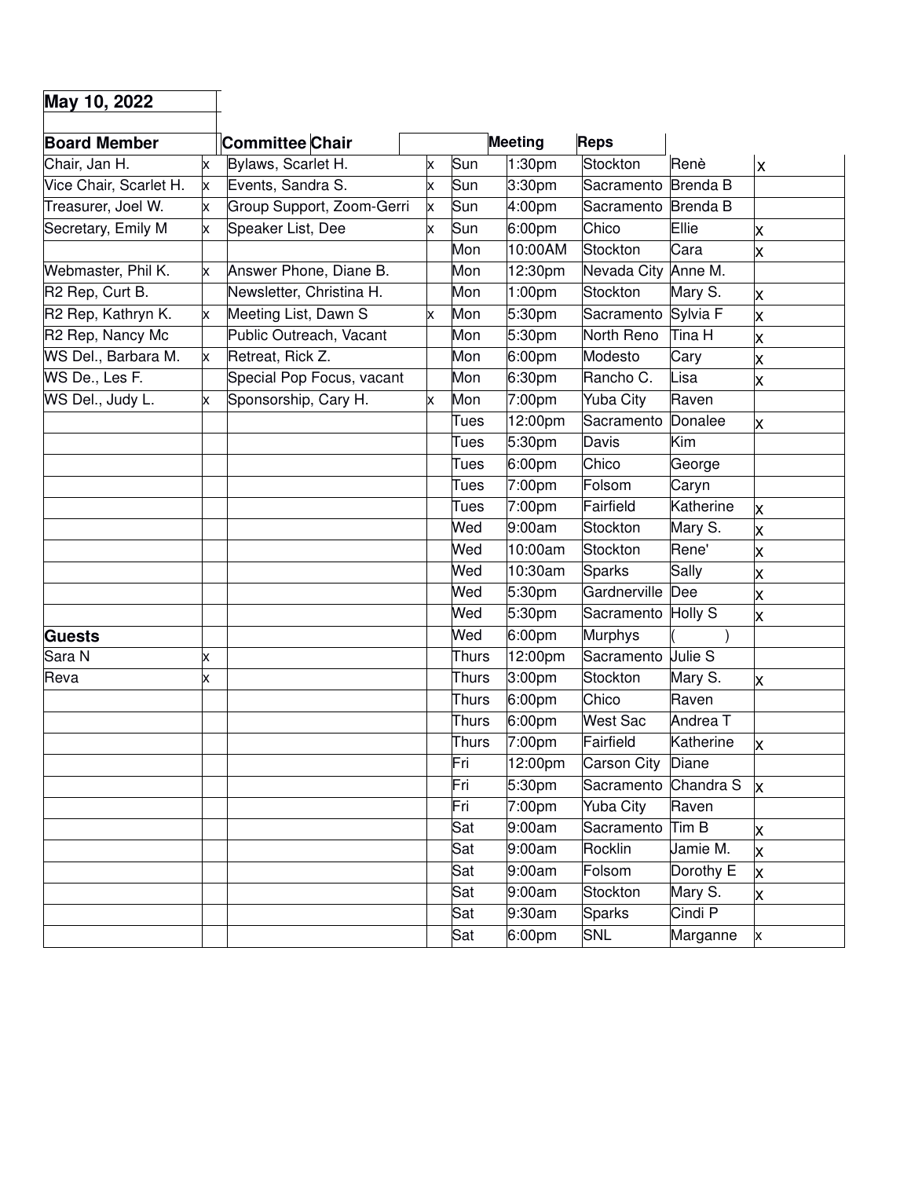**May 10, 2022**

| **Board Member** | | **Committee Chair** | | **Meeting** | | | **Reps** | |
|---|---|---|---|---|---|---|---|---|
| Chair, Jan H. | x | Bylaws, Scarlet H. | x | Sun | 1:30pm | Stockton | Renè | x |
| Vice Chair, Scarlet H. | x | Events, Sandra S. | x | Sun | 3:30pm | Sacramento | Brenda B | |
| Treasurer, Joel W. | x | Group Support, Zoom-Gerri | x | Sun | 4:00pm | Sacramento | Brenda B | |
| Secretary, Emily M | x | Speaker List, Dee | x | Sun | 6:00pm | Chico | Ellie | x |
| | | | | Mon | 10:00AM | Stockton | Cara | x |
| Webmaster, Phil K. | x | Answer Phone, Diane B. | | Mon | 12:30pm | Nevada City | Anne M. | |
| R2 Rep, Curt B. | | Newsletter, Christina H. | | Mon | 1:00pm | Stockton | Mary S. | x |
| R2 Rep, Kathryn K. | x | Meeting List, Dawn S | x | Mon | 5:30pm | Sacramento | Sylvia F | x |
| R2 Rep, Nancy Mc | | Public Outreach, Vacant | | Mon | 5:30pm | North Reno | Tina H | x |
| WS Del., Barbara M. | x | Retreat, Rick Z. | | Mon | 6:00pm | Modesto | Cary | x |
| WS De., Les F. | | Special Pop Focus, vacant | | Mon | 6:30pm | Rancho C. | Lisa | x |
| WS Del., Judy L. | x | Sponsorship, Cary H. | x | Mon | 7:00pm | Yuba City | Raven | |
| | | | | Tues | 12:00pm | Sacramento | Donalee | x |
| | | | | Tues | 5:30pm | Davis | Kim | |
| | | | | Tues | 6:00pm | Chico | George | |
| | | | | Tues | 7:00pm | Folsom | Caryn | |
| | | | | Tues | 7:00pm | Fairfield | Katherine | x |
| | | | | Wed | 9:00am | Stockton | Mary S. | x |
| | | | | Wed | 10:00am | Stockton | Rene' | x |
| | | | | Wed | 10:30am | Sparks | Sally | x |
| | | | | Wed | 5:30pm | Gardnerville | Dee | x |
| | | | | Wed | 5:30pm | Sacramento | Holly S | x |
| **Guests** | | | | Wed | 6:00pm | Murphys | ( ) | |
| Sara N | x | | | Thurs | 12:00pm | Sacramento | Julie S | |
| Reva | x | | | Thurs | 3:00pm | Stockton | Mary S. | x |
| | | | | Thurs | 6:00pm | Chico | Raven | |
| | | | | Thurs | 6:00pm | West Sac | Andrea T | |
| | | | | Thurs | 7:00pm | Fairfield | Katherine | x |
| | | | | Fri | 12:00pm | Carson City | Diane | |
| | | | | Fri | 5:30pm | Sacramento | Chandra S | x |
| | | | | Fri | 7:00pm | Yuba City | Raven | |
| | | | | Sat | 9:00am | Sacramento | Tim B | x |
| | | | | Sat | 9:00am | Rocklin | Jamie M. | x |
| | | | | Sat | 9:00am | Folsom | Dorothy E | x |
| | | | | Sat | 9:00am | Stockton | Mary S. | x |
| | | | | Sat | 9:30am | Sparks | Cindi P | |
| | | | | Sat | 6:00pm | SNL | Marganne | x |